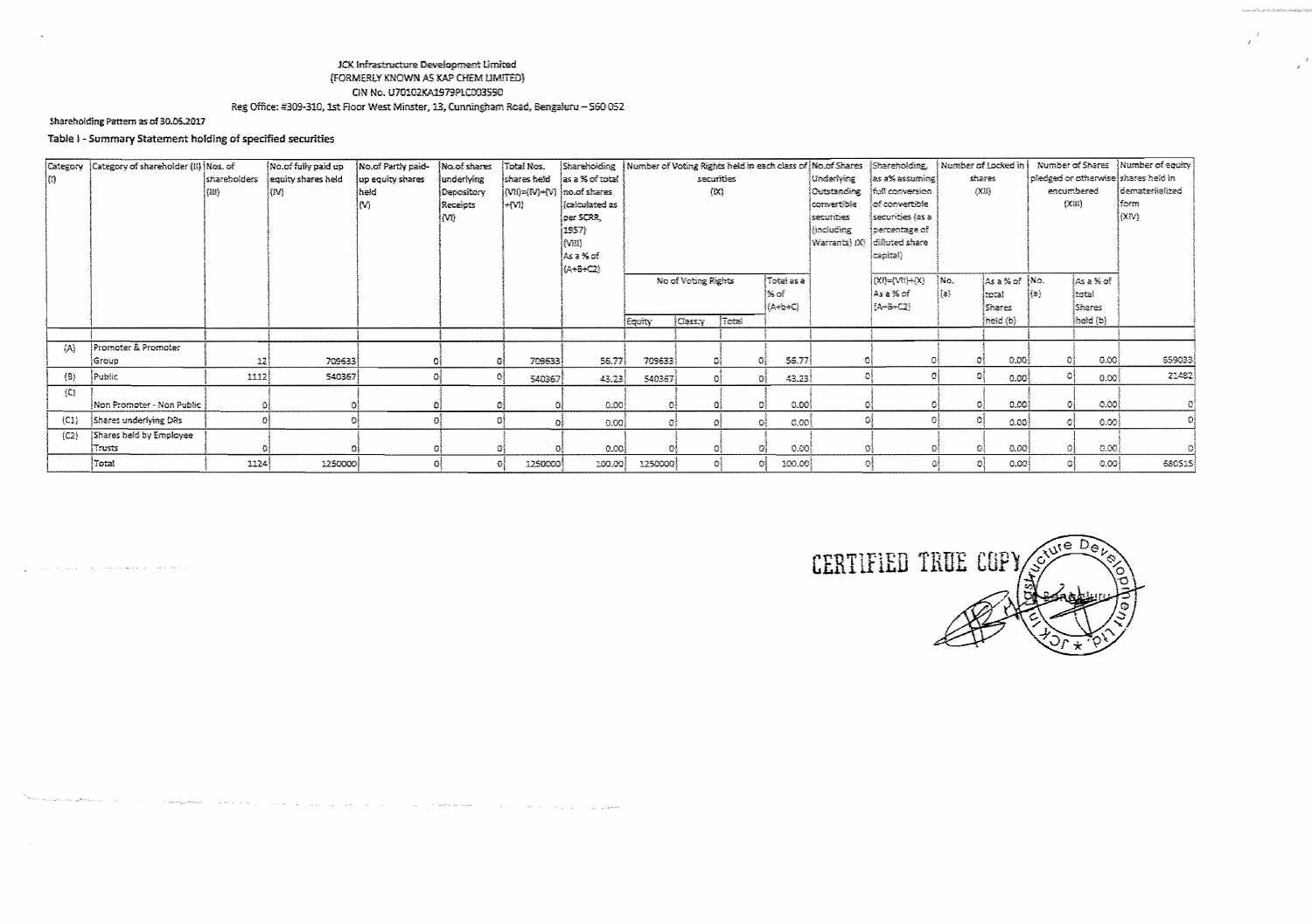JCK Infrastructure Development Limited
(FORMERLY KNOWN AS KAP CHEM LIMITED)
CIN No. U70102KA1979PLC003590
Reg Office: #309-310, 1st Floor West Minster, 13, Cunningham Road, Bengaluru – 560 052

Shareholding Pattern as of 30.06.2017

**Table I - Summary Statement holding of specified securities**

| Category (I) | Category of shareholder (II) | Nos. of shareholders (III) | No.of fully paid up equity shares held (IV) | No.of Partly paid-up equity shares held (V) | No.of shares underlying Depository Receipts (VI) | Total Nos. shares held (VII)=(IV)+(V)+(VI) | Shareholding as a % of total no.of shares (calculated as per SCRR, 1957) (VIII) As a % of (A+B+C2) | Number of Voting Rights held in each class of securities (IX) | | | | No.of Shares Underlying Outstanding convertible securities (including Warrants) (X) | Shareholding, as a% assuming full conversion of convertible securities (as a percentage of diluted share capital) | Number of Locked in shares (XII) | | Number of Shares pledged or otherwise encumbered (XIII) | | Number of equity shares held in dematerialized form (XIV) |
|---|---|---|---|---|---|---|---|---|---|---|---|---|---|---|---|---|---|---|
| | | | | | | | | No of Voting Rights | | | Total as a % of (A+B+C) | | (XI)=(VII)+(X) As a % of (A+B+C2) | No. (a) | As a % of total Shares held (b) | No. (a) | As a % of total Shares held (b) | |
| | | | | | | | | Equity | Class:y | Total | | | | | | | | |
| (A) | Promoter & Promoter Group | 12 | 709633 | 0 | 0 | 709633 | 56.77 | 709633 | 0 | 0 | 56.77 | 0 | 0 | 0 | 0.00 | 0 | 0.00 | 659033 |
| (B) | Public | 1112 | 540367 | 0 | 0 | 540367 | 43.23 | 540367 | 0 | 0 | 43.23 | 0 | 0 | 0 | 0.00 | 0 | 0.00 | 21482 |
| (C) | Non Promoter - Non Public | 0 | 0 | 0 | 0 | 0 | 0.00 | 0 | 0 | 0 | 0.00 | 0 | 0 | 0 | 0.00 | 0 | 0.00 | 0 |
| (C1) | Shares underlying DRs | 0 | 0 | 0 | 0 | 0 | 0.00 | 0 | 0 | 0 | 0.00 | 0 | 0 | 0 | 0.00 | 0 | 0.00 | 0 |
| (C2) | Shares held by Employee Trusts | 0 | 0 | 0 | 0 | 0 | 0.00 | 0 | 0 | 0 | 0.00 | 0 | 0 | 0 | 0.00 | 0 | 0.00 | 0 |
| | Total | 1124 | 1250000 | 0 | 0 | 1250000 | 100.00 | 1250000 | 0 | 0 | 100.00 | 0 | 0 | 0 | 0.00 | 0 | 0.00 | 680515 |

CERTIFIED TRUE COPY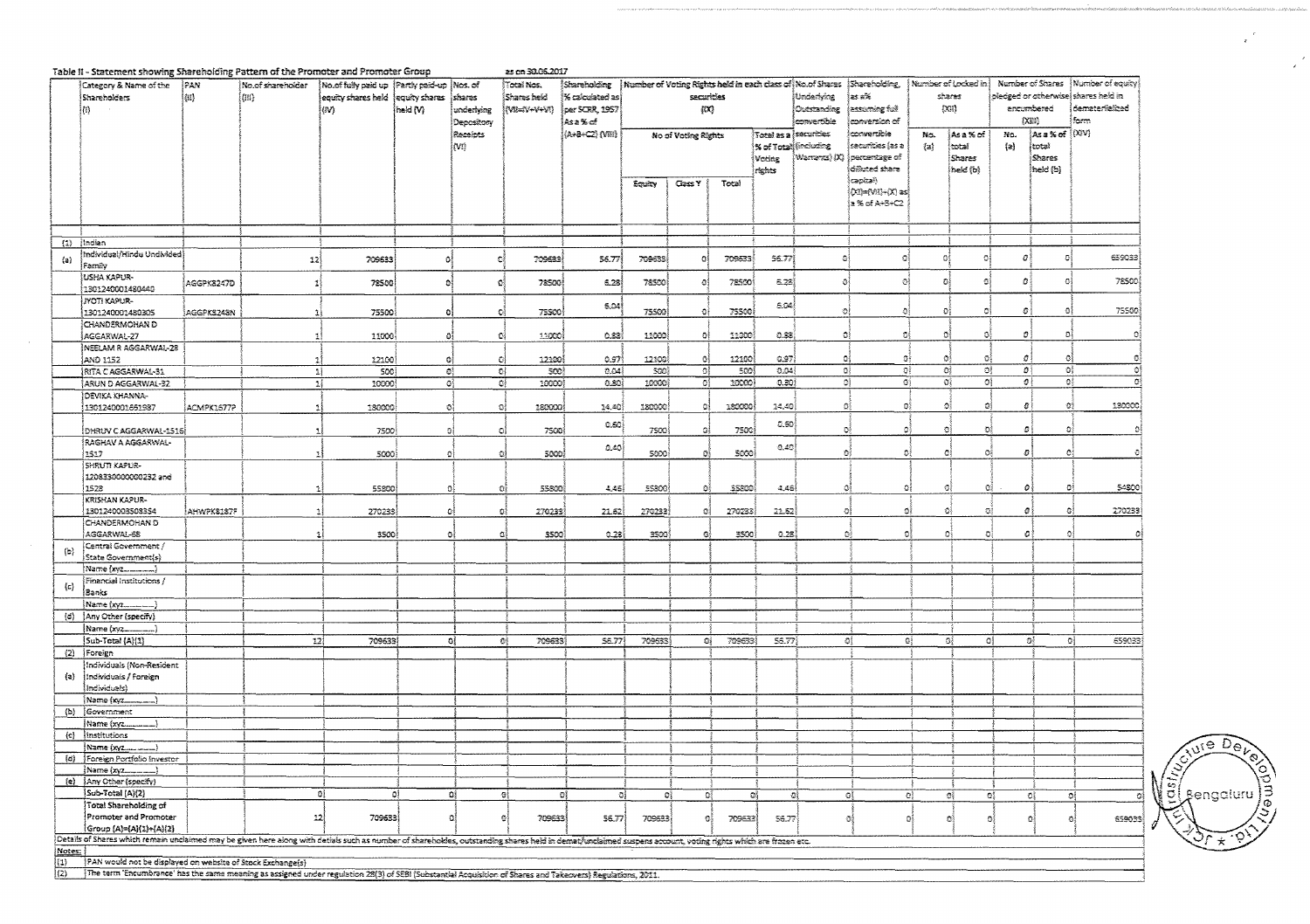**Table II - Statement showing Shareholding Pattern of the Promoter and Promoter Group** as on 30.06.2017

| | Category & Name of the Shareholders (I) | PAN (II) | No.of shareholder (III) | No.of fully paid up equity shares held (IV) | Partly paid-up equity shares held (V) | Nos. of shares underlying Depository Receipts (VI) | Total Nos. Shares held (VII=IV+V+VI) | Shareholding % calculated as per SCRR, 1957 As a % of (A+B+C2) (VIII) | Number of Voting Rights held in each class of securities (IX) | | | | No.of Shares Underlying Outstanding convertible securities (including Warrants) (X) | Shareholding, as a% assuming full conversion of convertible securities (as a percentage of diluted share capital) (XI)=(VII)+(X) as a % of A+B+C2 | Number of Locked in shares (XII) | | Number of Shares pledged or otherwise encumbered (XIII) | | Number of equity shares held in dematerialized form (XIV) |
|---|---|---|---|---|---|---|---|---|---|---|---|---|---|---|---|---|---|---|---|
| | | | | | | | | | No of Voting Rights | | | Total as a % of Total Voting rights | | | No. (a) | As a % of total Shares held (b) | No. (a) | As a % of total Shares held (b) | |
| | | | | | | | | | Equity | Class Y | Total | | | | | | | | |
| (1) | Indian | | | | | | | | | | | | | | | | | | |
| (a) | Individual/Hindu Undivided Family | | 12 | 709633 | 0 | 0 | 709633 | 56.77 | 709633 | 0 | 709633 | 56.77 | 0 | 0 | 0 | 0 | 0 | 0 | 659033 |
| | USHA KAPUR-1301240001480440 | AGGPK8247D | 1 | 78500 | 0 | 0 | 78500 | 6.28 | 78500 | 0 | 78500 | 6.28 | 0 | 0 | 0 | 0 | 0 | 0 | 78500 |
| | JYOTI KAPUR-1301240001480305 | AGGPK8248N | 1 | 75500 | 0 | 0 | 75500 | 6.04 | 75500 | 0 | 75500 | 6.04 | 0 | 0 | 0 | 0 | 0 | 0 | 75500 |
| | CHANDERMOHAN D AGGARWAL-27 | | 1 | 11000 | 0 | 0 | 11000 | 0.88 | 11000 | 0 | 11000 | 0.88 | 0 | 0 | 0 | 0 | 0 | 0 | 0 |
| | NEELAM R AGGARWAL-28 AND 1152 | | 1 | 12100 | 0 | 0 | 12100 | 0.97 | 12100 | 0 | 12100 | 0.97 | 0 | 0 | 0 | 0 | 0 | 0 | 0 |
| | RITA C AGGARWAL-31 | | 1 | 500 | 0 | 0 | 500 | 0.04 | 500 | 0 | 500 | 0.04 | 0 | 0 | 0 | 0 | 0 | 0 | 0 |
| | ARUN D AGGARWAL-32 | | 1 | 10000 | 0 | 0 | 10000 | 0.80 | 10000 | 0 | 10000 | 0.80 | 0 | 0 | 0 | 0 | 0 | 0 | 0 |
| | DEVIKA KHANNA-1301240001651987 | ACMPK1677P | 1 | 180000 | 0 | 0 | 180000 | 14.40 | 180000 | 0 | 180000 | 14.40 | 0 | 0 | 0 | 0 | 0 | 0 | 180000 |
| | DHRUV C AGGARWAL-1516 | | 1 | 7500 | 0 | 0 | 7500 | 0.60 | 7500 | 0 | 7500 | 0.60 | 0 | 0 | 0 | 0 | 0 | 0 | 0 |
| | RAGHAV A AGGARWAL-1517 | | 1 | 5000 | 0 | 0 | 5000 | 0.40 | 5000 | 0 | 5000 | 0.40 | 0 | 0 | 0 | 0 | 0 | 0 | 0 |
| | SHRUTI KAPUR-1208330000000232 and 1528 | | 1 | 55800 | 0 | 0 | 55800 | 4.46 | 55800 | 0 | 55800 | 4.46 | 0 | 0 | 0 | 0 | 0 | 0 | 54800 |
| | KRISHAN KAPUR-1301240003509354 | AHWPK8187F | 1 | 270233 | 0 | 0 | 270233 | 21.62 | 270233 | 0 | 270233 | 21.62 | 0 | 0 | 0 | 0 | 0 | 0 | 270233 |
| | CHANDERMOHAN D AGGARWAL-68 | | 1 | 3500 | 0 | 0 | 3500 | 0.28 | 3500 | 0 | 3500 | 0.28 | 0 | 0 | 0 | 0 | 0 | 0 | 0 |
| (b) | Central Government / State Government(s) | | | | | | | | | | | | | | | | | | |
| | Name (xyz..........) | | | | | | | | | | | | | | | | | | |
| (c) | Financial Institutions / Banks | | | | | | | | | | | | | | | | | | |
| | Name (xyz..........) | | | | | | | | | | | | | | | | | | |
| (d) | Any Other (specify) | | | | | | | | | | | | | | | | | | |
| | Name (xyz..........) | | | | | | | | | | | | | | | | | | |
| | Sub-Total (A)(1) | | 12 | 709633 | 0 | 0 | 709633 | 56.77 | 709633 | 0 | 709633 | 56.77 | 0 | 0 | 0 | 0 | 0 | 0 | 659033 |
| (2) | Foreign | | | | | | | | | | | | | | | | | | |
| (a) | Individuals (Non-Resident Individuals / Foreign Individuals) | | | | | | | | | | | | | | | | | | |
| | Name (xyz..........) | | | | | | | | | | | | | | | | | | |
| (b) | Government | | | | | | | | | | | | | | | | | | |
| | Name (xyz..........) | | | | | | | | | | | | | | | | | | |
| (c) | Institutions | | | | | | | | | | | | | | | | | | |
| | Name (xyz..........) | | | | | | | | | | | | | | | | | | |
| (d) | Foreign Portfolio Investor | | | | | | | | | | | | | | | | | | |
| | Name (xyz..........) | | | | | | | | | | | | | | | | | | |
| (e) | Any Other (specify) | | | | | | | | | | | | | | | | | | |
| | Sub-Total (A)(2) | | 0 | 0 | 0 | 0 | 0 | 0 | 0 | 0 | 0 | 0 | 0 | 0 | 0 | 0 | 0 | 0 | 0 |
| | Total Shareholding of Promoter and Promoter Group (A)=(A)(1)+(A)(2) | | 12 | 709633 | 0 | 0 | 709633 | 56.77 | 709633 | 0 | 709633 | 56.77 | 0 | 0 | 0 | 0 | 0 | 0 | 659033 |

Details of Shares which remain unclaimed may be given here along with details such as number of shareholders, outstanding shares held in demat/unclaimed suspense account, voting rights which are frozen etc.

Notes:

(1) PAN would not be displayed on website of Stock Exchange(s)

(2) The term 'Encumbrance' has the same meaning as assigned under regulation 28(3) of SEBI (Substantial Acquisition of Shares and Takeovers) Regulations, 2011.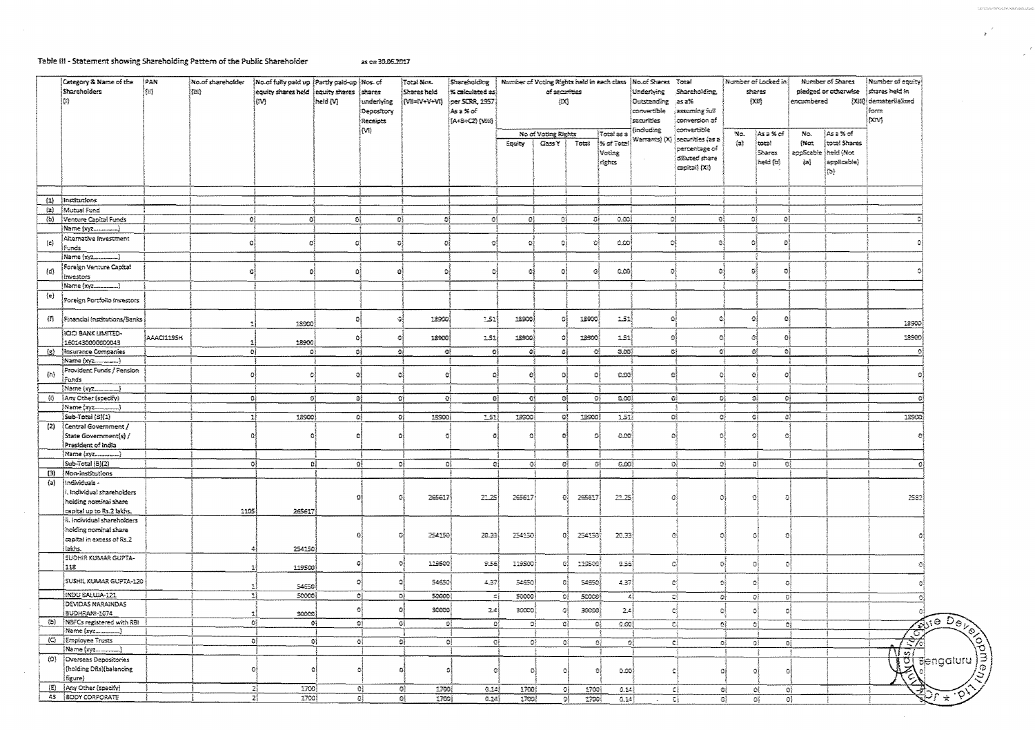**Table III - Statement showing Shareholding Pattern of the Public Shareholder** as on 30.06.2017

| | Category & Name of the Shareholders (I) | PAN (II) | No.of shareholder (III) | No.of fully paid up equity shares held (IV) | Partly paid-up equity shares held (V) | Nos. of shares underlying Depository Receipts (VI) | Total Nos. Shares held (VII=IV+V+VI) | Shareholding % calculated as per SCRR, 1957 As a % of (A+B+C2) (VIII) | Number of Voting Rights held in each class of securities (IX) | | | | No.of Shares Underlying Outstanding convertible securities (including Warrants) (X) | Total Shareholding, as a% assuming full conversion of convertible securities (as a percentage of diluted share capital) (XI) | Number of Locked in shares (XII) | | Number of Shares pledged or otherwise encumbered (XIII) | | Number of equity shares held in dematerialized form (XIV) |
|---|---|---|---|---|---|---|---|---|---|---|---|---|---|---|---|---|---|---|---|
| | | | | | | | | | No of Voting Rights | | | Total as a % of Total Voting rights | | | No. (a) | As a % of total Shares held (b) | No. (Not applicable) (a) | As a % of total Shares held (Not applicable) (b) | |
| | | | | | | | | | Equity | Class Y | Total | | | | | | | | |
| (1) | Institutions | | | | | | | | | | | | | | | | | | |
| (a) | Mutual Fund | | | | | | | | | | | | | | | | | | |
| (b) | Venture Capital Funds | | 0 | 0 | 0 | 0 | 0 | 0 | 0 | 0 | 0 | 0.00 | 0 | 0 | 0 | 0 | | | 0 |
| | Name (xyz..............) | | | | | | | | | | | | | | | | | | |
| (c) | Alternative Investment Funds | | 0 | 0 | 0 | 0 | 0 | 0 | 0 | 0 | 0 | 0.00 | 0 | 0 | 0 | 0 | | | 0 |
| | Name (xyz..............) | | | | | | | | | | | | | | | | | | |
| (d) | Foreign Venture Capital Investors | | 0 | 0 | 0 | 0 | 0 | 0 | 0 | 0 | 0 | 0.00 | 0 | 0 | 0 | 0 | | | 0 |
| | Name (xyz..............) | | | | | | | | | | | | | | | | | | |
| (e) | Foreign Portfolio Investors | | | | | | | | | | | | | | | | | | |
| (f) | Financial Institutions/Banks | | 1 | 18900 | 0 | 0 | 18900 | 1.51 | 18900 | 0 | 18900 | 1.51 | 0 | 0 | 0 | 0 | | | 18900 |
| | ICICI BANK LIMITED-1601430000000043 | AAACI1195H | 1 | 18900 | 0 | 0 | 18900 | 1.51 | 18900 | 0 | 18900 | 1.51 | 0 | 0 | 0 | 0 | | | 18900 |
| (g) | Insurance Companies | | 0 | 0 | 0 | 0 | 0 | 0 | 0 | 0 | 0 | 0.00 | 0 | 0 | 0 | 0 | | | 0 |
| | Name (xyz..............) | | | | | | | | | | | | | | | | | | |
| (h) | Provident Funds / Pension Funds | | 0 | 0 | 0 | 0 | 0 | 0 | 0 | 0 | 0 | 0.00 | 0 | 0 | 0 | 0 | | | 0 |
| | Name (xyz..............) | | | | | | | | | | | | | | | | | | |
| (i) | Any Other (specify) | | 0 | 0 | 0 | 0 | 0 | 0 | 0 | 0 | 0 | 0.00 | 0 | 0 | 0 | 0 | | | 0 |
| | Name (xyz..............) | | | | | | | | | | | | | | | | | | |
| | Sub-Total (B)(1) | | 1 | 18900 | 0 | 0 | 18900 | 1.51 | 18900 | 0 | 18900 | 1.51 | 0 | 0 | 0 | 0 | | | 18900 |
| (2) | Central Government / State Government(s) / President of India | | 0 | 0 | 0 | 0 | 0 | 0 | 0 | 0 | 0 | 0.00 | 0 | 0 | 0 | 0 | | | 0 |
| | Name (xyz..............) | | | | | | | | | | | | | | | | | | |
| | Sub-Total (B)(2) | | 0 | 0 | 0 | 0 | 0 | 0 | 0 | 0 | 0 | 0.00 | 0 | 0 | 0 | 0 | | | 0 |
| (3) | Non-institutions | | | | | | | | | | | | | | | | | | |
| (a) | Individuals - i. Individual shareholders holding nominal share capital up to Rs.2 lakhs. | | 1105 | 265617 | 0 | 0 | 265617 | 21.25 | 265617 | 0 | 265617 | 21.25 | 0 | 0 | 0 | 0 | | | 2582 |
| | ii. Individual shareholders holding nominal share capital in excess of Rs.2 lakhs. | | 4 | 254150 | 0 | 0 | 254150 | 20.33 | 254150 | 0 | 254150 | 20.33 | 0 | 0 | 0 | 0 | | | 0 |
| | SUDHIR KUMAR GUPTA-118 | | 1 | 119500 | 0 | 0 | 119500 | 9.56 | 119500 | 0 | 119500 | 9.56 | 0 | 0 | 0 | 0 | | | 0 |
| | SUSHIL KUMAR GUPTA-120 | | 1 | 54650 | 0 | 0 | 54650 | 4.37 | 54650 | 0 | 54650 | 4.37 | 0 | 0 | 0 | 0 | | | 0 |
| | INDU SALUJA-121 | | 1 | 50000 | 0 | 0 | 50000 | 4 | 50000 | 0 | 50000 | 4 | 0 | 0 | 0 | 0 | | | 0 |
| | DEVIDAS NARAINDAS BUDHRANI-1074 | | 1 | 30000 | 0 | 0 | 30000 | 2.4 | 30000 | 0 | 30000 | 2.4 | 0 | 0 | 0 | 0 | | | 0 |
| (b) | NBFCs registered with RBI | | 0 | 0 | 0 | 0 | 0 | 0 | 0 | 0 | 0 | 0.00 | 0 | 0 | 0 | 0 | | | 0 |
| | Name (xyz..............) | | | | | | | | | | | | | | | | | | |
| (C) | Employee Trusts | | 0 | 0 | 0 | 0 | 0 | 0 | 0 | 0 | 0 | 0 | 0 | 0 | 0 | 0 | | | 0 |
| | Name (xyz..............) | | | | | | | | | | | | | | | | | | |
| (D) | Overseas Depositories (holding DRs)(balancing figure) | | 0 | 0 | 0 | 0 | 0 | 0 | 0 | 0 | 0 | 0.00 | 0 | 0 | 0 | 0 | | | 0 |
| (E) | Any Other (specify) | | 2 | 1700 | 0 | 0 | 1700 | 0.14 | 1700 | 0 | 1700 | 0.14 | 0 | 0 | 0 | 0 | | | 0 |
| 43 | BODY CORPORATE | | 2 | 1700 | 0 | 0 | 1700 | 0.14 | 1700 | 0 | 1700 | 0.14 | 0 | 0 | 0 | 0 | | | 0 |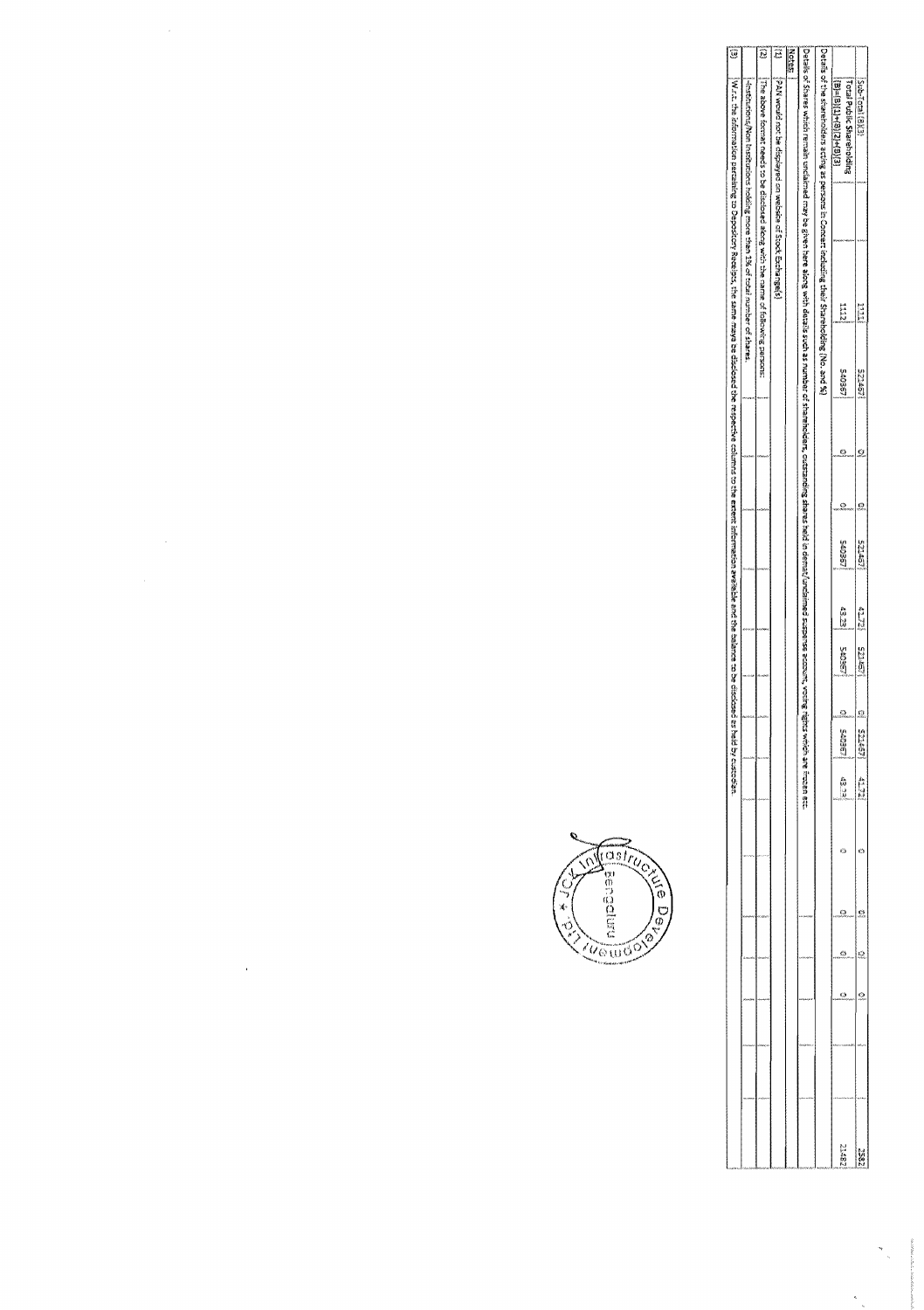| Sub-Total (B)(3) | 1113 | 521467 | 0 | 0 | 521467 | 41.72 | 521467 | 0 | 521467 | 41.72 | 0 | 0 | 0 | 0 | | | 2582 |
|---|---|---|---|---|---|---|---|---|---|---|---|---|---|---|---|---|---|
| Total Public Shareholding (B)=(B)(1)+(B)(2)+(B)(3) | 1113 | 540367 | 0 | 0 | 540367 | 43.23 | 540367 | 0 | 540367 | 43.23 | 0 | 0 | 0 | 0 | | | 21482 |

Details of the shareholders acting as persons in Concert including their Shareholding (No. and %)

Details of Shares which remain unclaimed may be given here along with details such as number of shareholders, outstanding shares held in demat/unclaimed suspense account, voting rights which are frozen etc.

Notes:

(1) PAN would not be displayed on website of Stock Exchange(s)

(2) The above format needs to be disclosed along with the name of following persons: Institutions/Non Institutions holding more than 1% of total number of shares.

(3) W.r.t. the information pertaining to Depository Receipts, the same maya be disclosed the respective columns to the extent information available and the balance to be disclosed as held by custodian.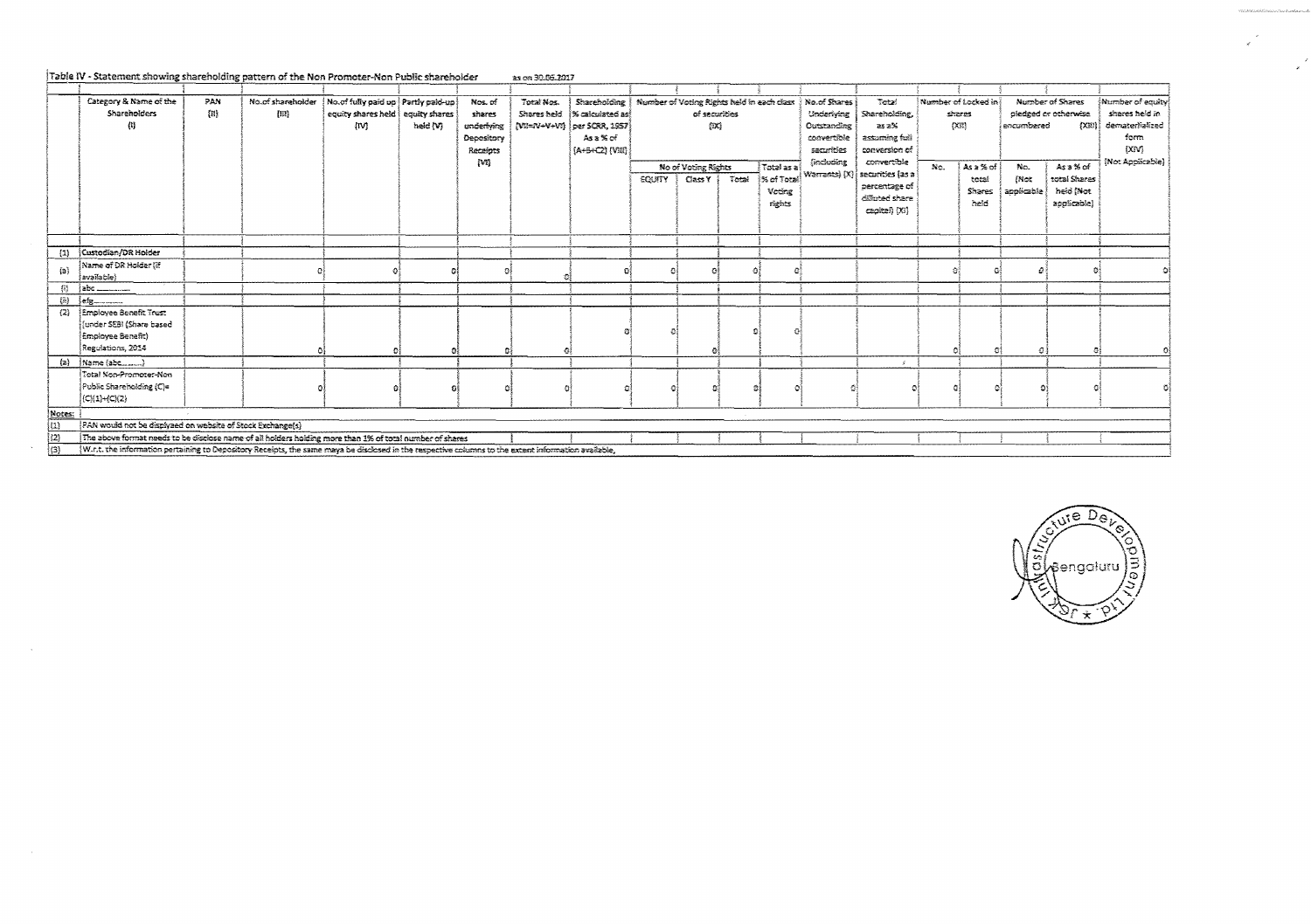Table IV - Statement showing shareholding pattern of the Non Promoter-Non Public shareholder as on 30.06.2017

| | Category & Name of the Shareholders (I) | PAN (II) | No.of shareholder (III) | No.of fully paid up equity shares held (IV) | Partly paid-up equity shares held (V) | Nos. of shares underlying Depository Receipts (VI) | Total Nos. Shares held (VII=IV+V+VI) | Shareholding % calculated as per SCRR, 1957 As a % of (A+B+C2) (VIII) | Number of Voting Rights held in each class of securities (IX) | | | | No.of Shares Underlying Outstanding convertible securities (including Warrants) (X) | Total Shareholding, as a% assuming full conversion of convertible securities (as a percentage of diluted share capital) (XI) | Number of Locked in shares (XII) | | Number of Shares pledged or otherwise encumbered (XIII) | | Number of equity shares held in dematerialized form (XIV) (Not Applicable) |
|---|---|---|---|---|---|---|---|---|---|---|---|---|---|---|---|---|---|---|---|
| | | | | | | | | | No of Voting Rights | | | Total as a % of Total Voting rights | | | No. | As a % of total Shares held | No. (Not applicable) | As a % of total Shares held (Not applicable) | |
| | | | | | | | | | EQUITY | Class Y | Total | | | | | | | | |
| (1) | Custodian/DR Holder | | | | | | | | | | | | | | | | | | |
| (a) | Name of DR Holder (if available) | | 0 | 0 | 0 | 0 | | 0 | 0 | 0 | 0 | 0 | | | 0 | 0 | 0 | 0 | 0 |
| (i) | abc ......... | | | | | | | | | | | | | | | | | | |
| (ii) | efg......... | | | | | | | | | | | | | | | | | | |
| (2) | Employee Benefit Trust (under SEBI (Share based Employee Benefit) Regulations, 2014 | | 0 | 0 | 0 | 0 | 0 | 0 | 0 | 0 | 0 | 0 | | | 0 | 0 | 0 | 0 | 0 |
| (a) | Name (abc.......) | | | | | | | | | | | | | | | | | | |
| | Total Non-Promoter-Non Public Shareholding (C)= (C)(1)+(C)(2) | | 0 | 0 | 0 | 0 | 0 | 0 | 0 | 0 | 0 | 0 | 0 | 0 | 0 | 0 | 0 | 0 | 0 |

Notes:

(1) PAN would not be displayed on website of Stock Exchange(s)

(2) The above format needs to be disclose name of all holders holding more than 1% of total number of shares

(3) W.r.t. the information pertaining to Depository Receipts, the same maya be disclosed in the respective columns to the extent information available,